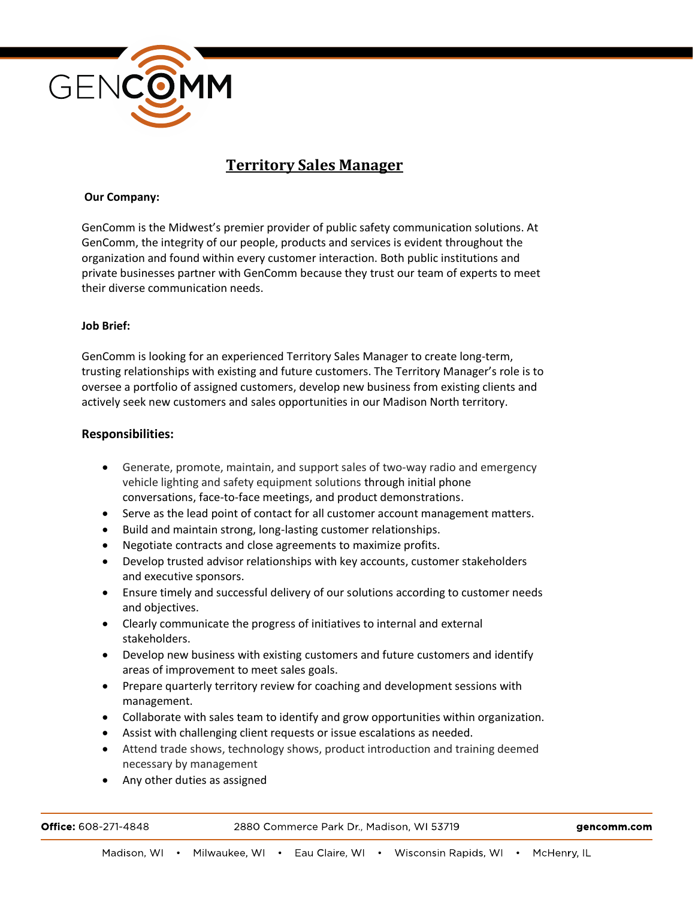GENCOMM

# Territory Sales Manager

**Our Company:**

GenComm is the Midwest's premier provider of public safety communication solutions. At GenComm, the integrity of our people, products and services is evident throughout the organization and found within every customer interaction. Both public institutions and private businesses partner with GenComm because they trust our team of experts to meet their diverse communication needs.

**Job Brief:**

GenComm is looking for an experienced Territory Sales Manager to create long-term, trusting relationships with existing and future customers. The Territory Manager's role is to oversee a portfolio of assigned customers, develop new business from existing clients and actively seek new customers and sales opportunities in our Madison North territory.

**Responsibilities:**

- Generate, promote, maintain, and support sales of two-way radio and emergency vehicle lighting and safety equipment solutions through initial phone conversations, face-to-face meetings, and product demonstrations.
- Serve as the lead point of contact for all customer account management matters.
- Build and maintain strong, long-lasting customer relationships.
- Negotiate contracts and close agreements to maximize profits.
- Develop trusted advisor relationships with key accounts, customer stakeholders and executive sponsors.
- Ensure timely and successful delivery of our solutions according to customer needs and objectives.
- Clearly communicate the progress of initiatives to internal and external stakeholders.
- Develop new business with existing customers and future customers and identify areas of improvement to meet sales goals.
- Prepare quarterly territory review for coaching and development sessions with management.
- Collaborate with sales team to identify and grow opportunities within organization.
- Assist with challenging client requests or issue escalations as needed.
- Attend trade shows, technology shows, product introduction and training deemed necessary by management
- Any other duties as assigned

**Office:** 608-271-4848 2880 Commerce Park Dr., Madison, WI 53719 **gencomm.com**

Madison, WI • Milwaukee, WI • Eau Claire, WI • Wisconsin Rapids, WI • McHenry, IL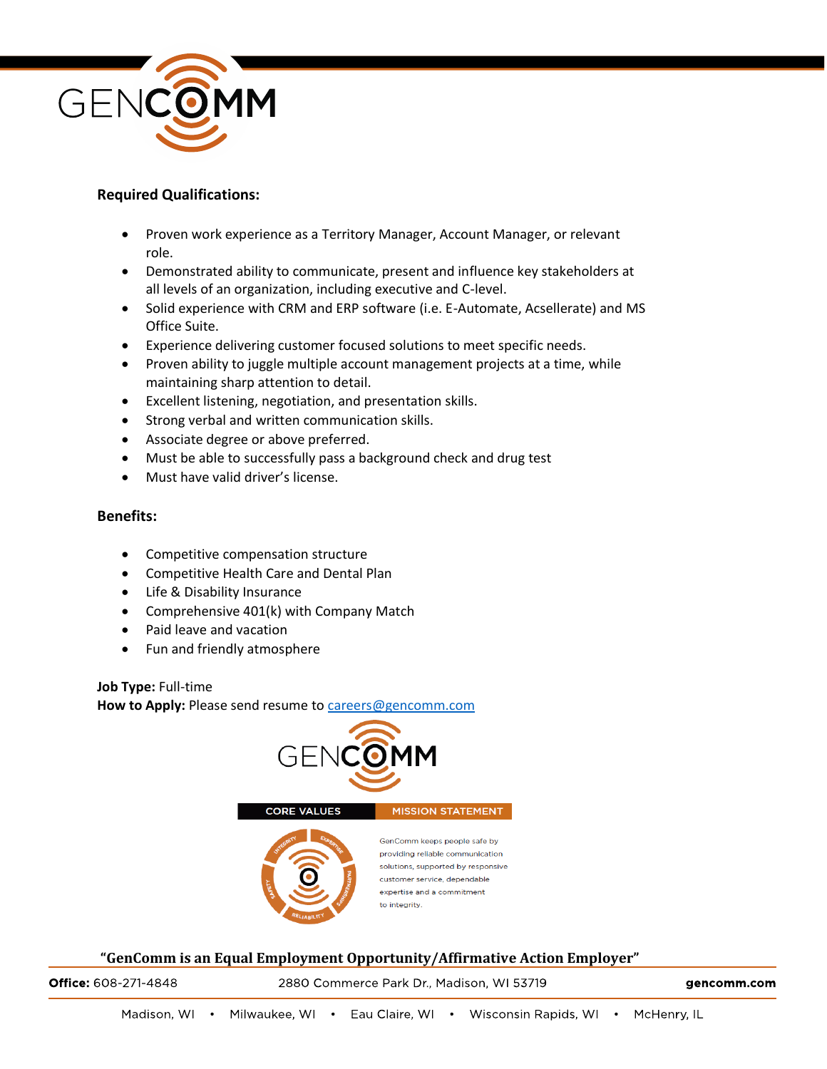**Required Qualifications:**

- Proven work experience as a Territory Manager, Account Manager, or relevant role.
- Demonstrated ability to communicate, present and influence key stakeholders at all levels of an organization, including executive and C-level.
- Solid experience with CRM and ERP software (i.e. E-Automate, Acsellerate) and MS Office Suite.
- Experience delivering customer focused solutions to meet specific needs.
- Proven ability to juggle multiple account management projects at a time, while maintaining sharp attention to detail.
- Excellent listening, negotiation, and presentation skills.
- Strong verbal and written communication skills.
- Associate degree or above preferred.
- Must be able to successfully pass a background check and drug test
- Must have valid driver's license.

**Benefits:**

- Competitive compensation structure
- Competitive Health Care and Dental Plan
- Life & Disability Insurance
- Comprehensive 401(k) with Company Match
- Paid leave and vacation
- Fun and friendly atmosphere

**Job Type:** Full-time
**How to Apply:** Please send resume to careers@gencomm.com

GENCOMM

CORE VALUES

INTEGRITY EXPERTISE PARTNERSHIPS RELIABILITY SAFETY

MISSION STATEMENT

GenComm keeps people safe by providing reliable communication solutions, supported by responsive customer service, dependable expertise and a commitment to integrity.

**"GenComm is an Equal Employment Opportunity/Affirmative Action Employer"**

**Office:** 608-271-4848 2880 Commerce Park Dr., Madison, WI 53719 **gencomm.com**

Madison, WI • Milwaukee, WI • Eau Claire, WI • Wisconsin Rapids, WI • McHenry, IL